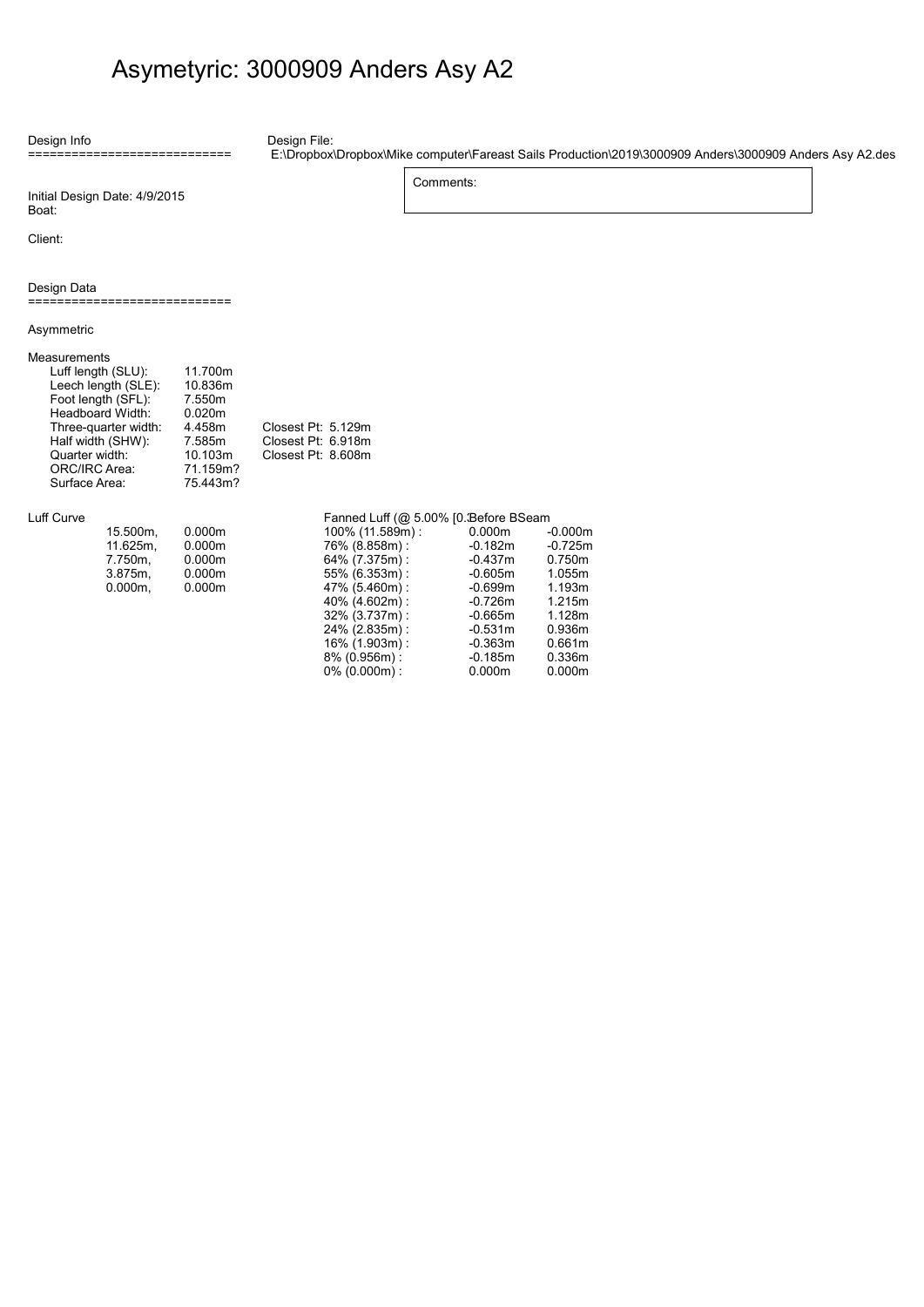# Asymetyric: 3000909 Anders Asy A2

Design Info
============================

Design File:
E:\Dropbox\Dropbox\Mike computer\Fareast Sails Production\2019\3000909 Anders\3000909 Anders Asy A2.des

Initial Design Date: 4/9/2015
Boat:

Comments:

Client:

Design Data
============================

Asymmetric

Measurements

| | | |
|---|---|---|
| Luff length (SLU): | 11.700m | |
| Leech length (SLE): | 10.836m | |
| Foot length (SFL): | 7.550m | |
| Headboard Width: | 0.020m | |
| Three-quarter width: | 4.458m | Closest Pt: 5.129m |
| Half width (SHW): | 7.585m | Closest Pt: 6.918m |
| Quarter width: | 10.103m | Closest Pt: 8.608m |
| ORC/IRC Area: | 71.159m? | |
| Surface Area: | 75.443m? | |

Luff Curve

| | |
|---|---|
| 15.500m, | 0.000m |
| 11.625m, | 0.000m |
| 7.750m, | 0.000m |
| 3.875m, | 0.000m |
| 0.000m, | 0.000m |

| Fanned Luff (@ 5.00% [0.3 | Before BSeam | |
|---|---|---|
| 100% (11.589m) : | 0.000m | -0.000m |
| 76% (8.858m) : | -0.182m | -0.725m |
| 64% (7.375m) : | -0.437m | 0.750m |
| 55% (6.353m) : | -0.605m | 1.055m |
| 47% (5.460m) : | -0.699m | 1.193m |
| 40% (4.602m) : | -0.726m | 1.215m |
| 32% (3.737m) : | -0.665m | 1.128m |
| 24% (2.835m) : | -0.531m | 0.936m |
| 16% (1.903m) : | -0.363m | 0.661m |
| 8% (0.956m) : | -0.185m | 0.336m |
| 0% (0.000m) : | 0.000m | 0.000m |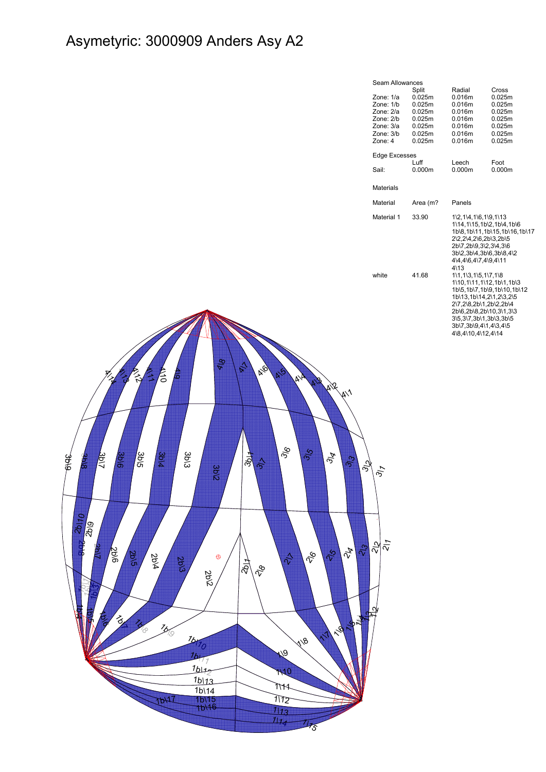# Asymetyric: 3000909 Anders Asy A2

## Seam Allowances

| | Split | Radial | Cross |
|---|---|---|---|
| Zone: 1/a | 0.025m | 0.016m | 0.025m |
| Zone: 1/b | 0.025m | 0.016m | 0.025m |
| Zone: 2/a | 0.025m | 0.016m | 0.025m |
| Zone: 2/b | 0.025m | 0.016m | 0.025m |
| Zone: 3/a | 0.025m | 0.016m | 0.025m |
| Zone: 3/b | 0.025m | 0.016m | 0.025m |
| Zone: 4 | 0.025m | 0.016m | 0.025m |

## Edge Excesses

| | Luff | Leech | Foot |
|---|---|---|---|
| Sail: | 0.000m | 0.000m | 0.000m |

## Materials

| Material | Area (m? | Panels |
|---|---|---|
| Material 1 | 33.90 | 1\2,1\4,1\6,1\9,1\13 1\14,1\15,1b\2,1b\4,1b\6 1b\8,1b\11,1b\15,1b\16,1b\17 2\2,2\4,2\6,2b\3,2b\5 2b\7,2b\9,3\2,3\4,3\6 3b\2,3b\4,3b\6,3b\8,4\2 4\4,4\6,4\7,4\9,4\11 4\13 |
| white | 41.68 | 1\1,1\3,1\5,1\7,1\8 1\10,1\11,1\12,1b\1,1b\3 1b\5,1b\7,1b\9,1b\10,1b\12 1b\13,1b\14,2\1,2\3,2\5 2\7,2\8,2b\1,2b\2,2b\4 2b\6,2b\8,2b\10,3\1,3\3 3\5,3\7,3b\1,3b\3,3b\5 3b\7,3b\9,4\1,4\3,4\5 4\8,4\10,4\12,4\14 |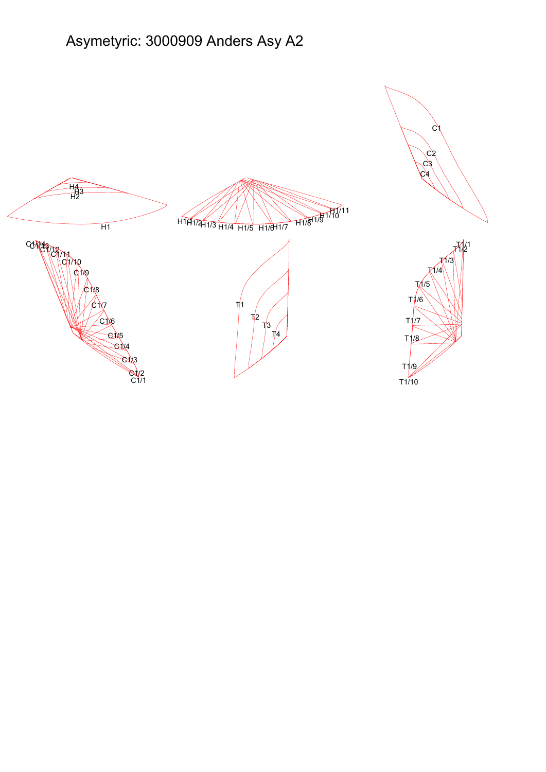# Asymetyric: 3000909 Anders Asy A2

C1
C2
C3
C4

H4
H3
H2
H1

H1/1 H1/2 H1/3 H1/4 H1/5 H1/6 H1/7 H1/8 H1/9 H1/10 H1/11

C1/14 C1/13 C1/12 C1/11 C1/10 C1/9 C1/8 C1/7 C1/6 C1/5 C1/4 C1/3 C1/2 C1/1

T1
T2
T3
T4

T1/1 T1/2 T1/3 T1/4 T1/5 T1/6 T1/7 T1/8 T1/9 T1/10